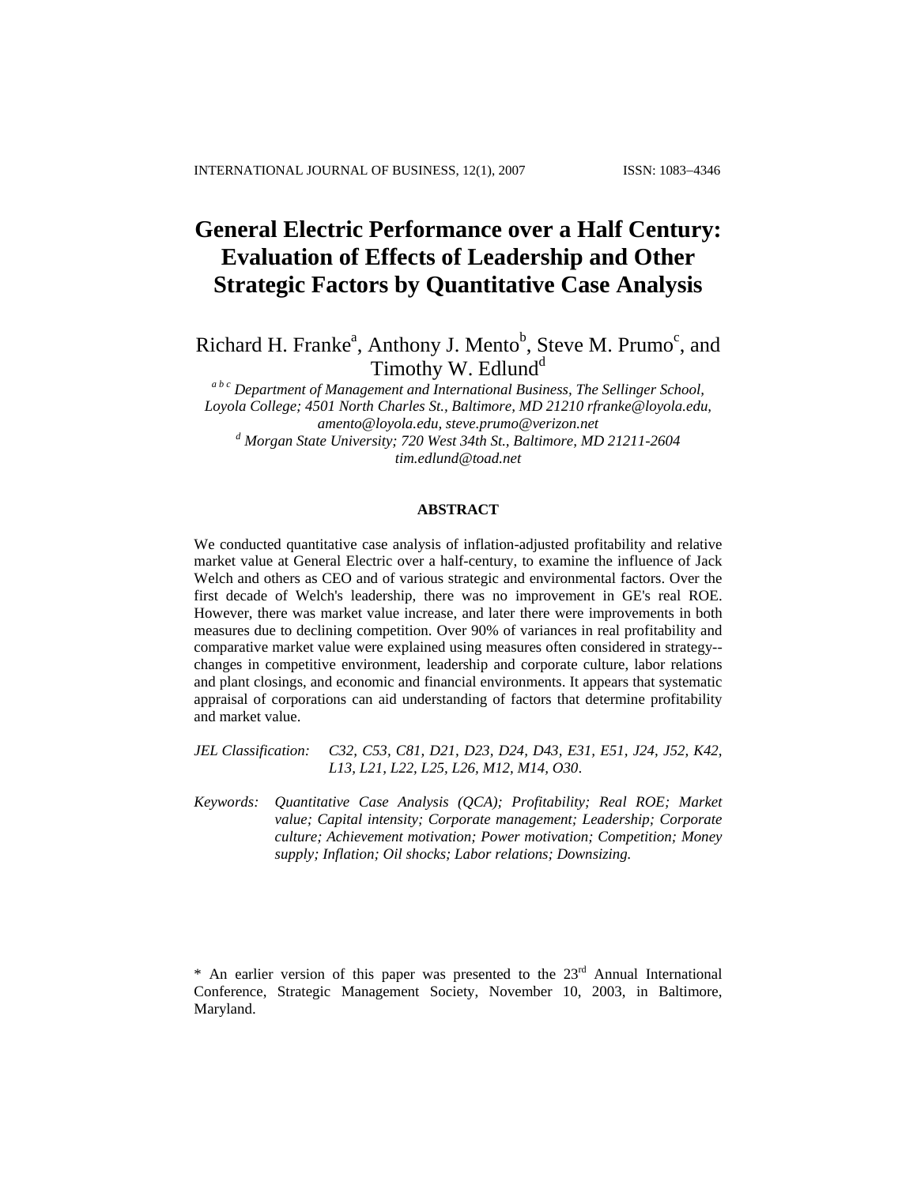# General Electric Performance over a Half Century: Evaluation of Effects of Leadership and Other Strategic Factors by Quantitative Case Analysis

Richard H. Franke[a], Anthony J. Mento[b], Steve M. Prumo[c], and Timothy W. Edlund[d]

*[a b c] Department of Management and International Business, The Sellinger School, Loyola College; 4501 North Charles St., Baltimore, MD 21210 rfranke@loyola.edu, amento@loyola.edu, steve.prumo@verizon.net*
*[d] Morgan State University; 720 West 34th St., Baltimore, MD 21211-2604 tim.edlund@toad.net*

## ABSTRACT

We conducted quantitative case analysis of inflation-adjusted profitability and relative market value at General Electric over a half-century, to examine the influence of Jack Welch and others as CEO and of various strategic and environmental factors. Over the first decade of Welch's leadership, there was no improvement in GE's real ROE. However, there was market value increase, and later there were improvements in both measures due to declining competition. Over 90% of variances in real profitability and comparative market value were explained using measures often considered in strategy--changes in competitive environment, leadership and corporate culture, labor relations and plant closings, and economic and financial environments. It appears that systematic appraisal of corporations can aid understanding of factors that determine profitability and market value.

*JEL Classification:* *C32, C53, C81, D21, D23, D24, D43, E31, E51, J24, J52, K42, L13, L21, L22, L25, L26, M12, M14, O30*.

*Keywords:* *Quantitative Case Analysis (QCA); Profitability; Real ROE; Market value; Capital intensity; Corporate management; Leadership; Corporate culture; Achievement motivation; Power motivation; Competition; Money supply; Inflation; Oil shocks; Labor relations; Downsizing.*

* An earlier version of this paper was presented to the 23rd Annual International Conference, Strategic Management Society, November 10, 2003, in Baltimore, Maryland.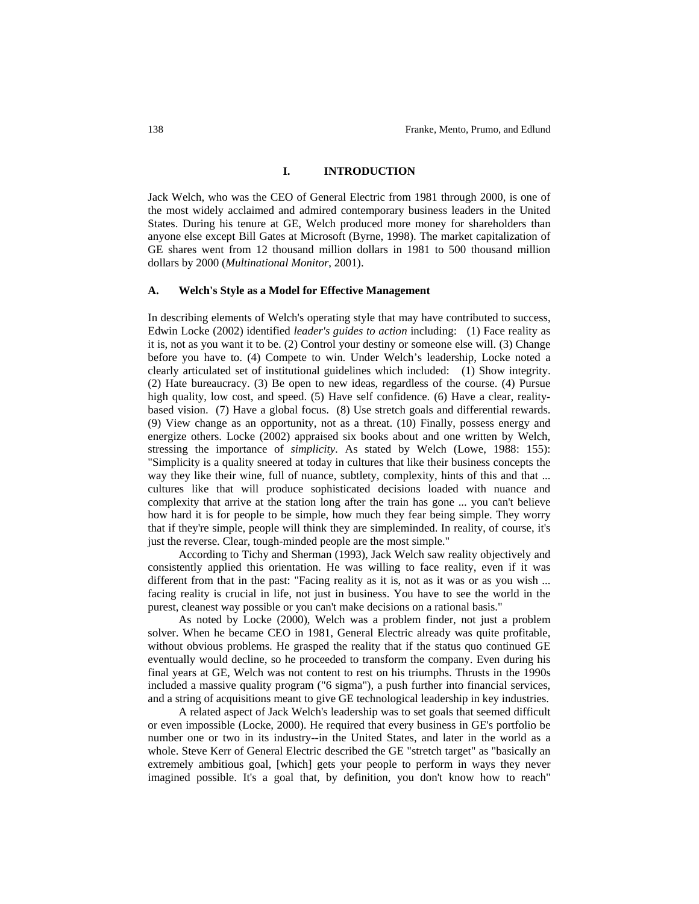## I. INTRODUCTION

Jack Welch, who was the CEO of General Electric from 1981 through 2000, is one of the most widely acclaimed and admired contemporary business leaders in the United States. During his tenure at GE, Welch produced more money for shareholders than anyone else except Bill Gates at Microsoft (Byrne, 1998). The market capitalization of GE shares went from 12 thousand million dollars in 1981 to 500 thousand million dollars by 2000 (*Multinational Monitor*, 2001).

### A. Welch's Style as a Model for Effective Management

In describing elements of Welch's operating style that may have contributed to success, Edwin Locke (2002) identified *leader's guides to action* including: (1) Face reality as it is, not as you want it to be. (2) Control your destiny or someone else will. (3) Change before you have to. (4) Compete to win. Under Welch's leadership, Locke noted a clearly articulated set of institutional guidelines which included: (1) Show integrity. (2) Hate bureaucracy. (3) Be open to new ideas, regardless of the course. (4) Pursue high quality, low cost, and speed. (5) Have self confidence. (6) Have a clear, reality-based vision. (7) Have a global focus. (8) Use stretch goals and differential rewards. (9) View change as an opportunity, not as a threat. (10) Finally, possess energy and energize others. Locke (2002) appraised six books about and one written by Welch, stressing the importance of *simplicity*. As stated by Welch (Lowe, 1988: 155): "Simplicity is a quality sneered at today in cultures that like their business concepts the way they like their wine, full of nuance, subtlety, complexity, hints of this and that ... cultures like that will produce sophisticated decisions loaded with nuance and complexity that arrive at the station long after the train has gone ... you can't believe how hard it is for people to be simple, how much they fear being simple. They worry that if they're simple, people will think they are simpleminded. In reality, of course, it's just the reverse. Clear, tough-minded people are the most simple."

According to Tichy and Sherman (1993), Jack Welch saw reality objectively and consistently applied this orientation. He was willing to face reality, even if it was different from that in the past: "Facing reality as it is, not as it was or as you wish ... facing reality is crucial in life, not just in business. You have to see the world in the purest, cleanest way possible or you can't make decisions on a rational basis."

As noted by Locke (2000), Welch was a problem finder, not just a problem solver. When he became CEO in 1981, General Electric already was quite profitable, without obvious problems. He grasped the reality that if the status quo continued GE eventually would decline, so he proceeded to transform the company. Even during his final years at GE, Welch was not content to rest on his triumphs. Thrusts in the 1990s included a massive quality program ("6 sigma"), a push further into financial services, and a string of acquisitions meant to give GE technological leadership in key industries.

A related aspect of Jack Welch's leadership was to set goals that seemed difficult or even impossible (Locke, 2000). He required that every business in GE's portfolio be number one or two in its industry--in the United States, and later in the world as a whole. Steve Kerr of General Electric described the GE "stretch target" as "basically an extremely ambitious goal, [which] gets your people to perform in ways they never imagined possible. It's a goal that, by definition, you don't know how to reach"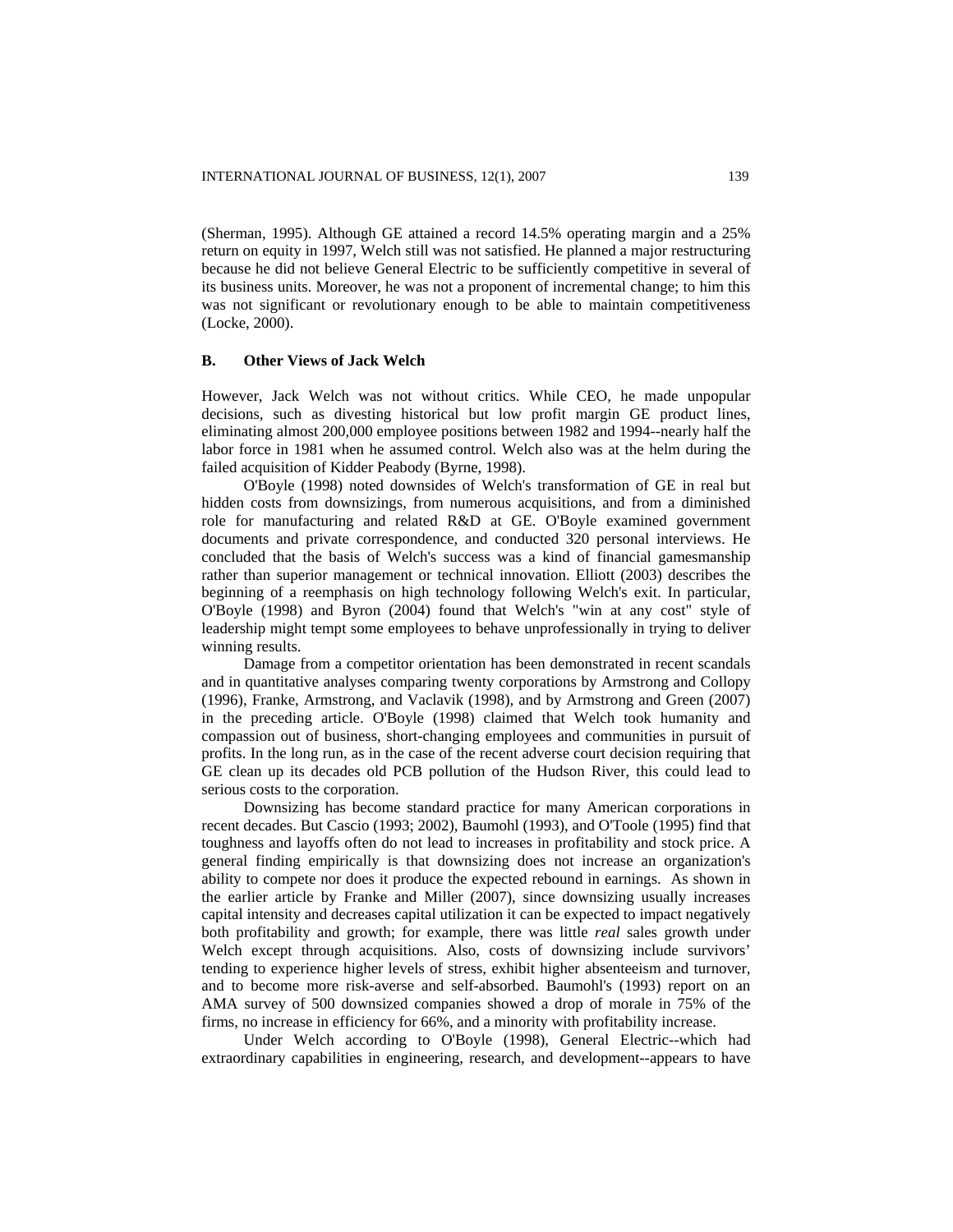(Sherman, 1995). Although GE attained a record 14.5% operating margin and a 25% return on equity in 1997, Welch still was not satisfied. He planned a major restructuring because he did not believe General Electric to be sufficiently competitive in several of its business units. Moreover, he was not a proponent of incremental change; to him this was not significant or revolutionary enough to be able to maintain competitiveness (Locke, 2000).

### B. Other Views of Jack Welch

However, Jack Welch was not without critics. While CEO, he made unpopular decisions, such as divesting historical but low profit margin GE product lines, eliminating almost 200,000 employee positions between 1982 and 1994--nearly half the labor force in 1981 when he assumed control. Welch also was at the helm during the failed acquisition of Kidder Peabody (Byrne, 1998).

O'Boyle (1998) noted downsides of Welch's transformation of GE in real but hidden costs from downsizings, from numerous acquisitions, and from a diminished role for manufacturing and related R&D at GE. O'Boyle examined government documents and private correspondence, and conducted 320 personal interviews. He concluded that the basis of Welch's success was a kind of financial gamesmanship rather than superior management or technical innovation. Elliott (2003) describes the beginning of a reemphasis on high technology following Welch's exit. In particular, O'Boyle (1998) and Byron (2004) found that Welch's "win at any cost" style of leadership might tempt some employees to behave unprofessionally in trying to deliver winning results.

Damage from a competitor orientation has been demonstrated in recent scandals and in quantitative analyses comparing twenty corporations by Armstrong and Collopy (1996), Franke, Armstrong, and Vaclavik (1998), and by Armstrong and Green (2007) in the preceding article. O'Boyle (1998) claimed that Welch took humanity and compassion out of business, short-changing employees and communities in pursuit of profits. In the long run, as in the case of the recent adverse court decision requiring that GE clean up its decades old PCB pollution of the Hudson River, this could lead to serious costs to the corporation.

Downsizing has become standard practice for many American corporations in recent decades. But Cascio (1993; 2002), Baumohl (1993), and O'Toole (1995) find that toughness and layoffs often do not lead to increases in profitability and stock price. A general finding empirically is that downsizing does not increase an organization's ability to compete nor does it produce the expected rebound in earnings. As shown in the earlier article by Franke and Miller (2007), since downsizing usually increases capital intensity and decreases capital utilization it can be expected to impact negatively both profitability and growth; for example, there was little *real* sales growth under Welch except through acquisitions. Also, costs of downsizing include survivors' tending to experience higher levels of stress, exhibit higher absenteeism and turnover, and to become more risk-averse and self-absorbed. Baumohl's (1993) report on an AMA survey of 500 downsized companies showed a drop of morale in 75% of the firms, no increase in efficiency for 66%, and a minority with profitability increase.

Under Welch according to O'Boyle (1998), General Electric--which had extraordinary capabilities in engineering, research, and development--appears to have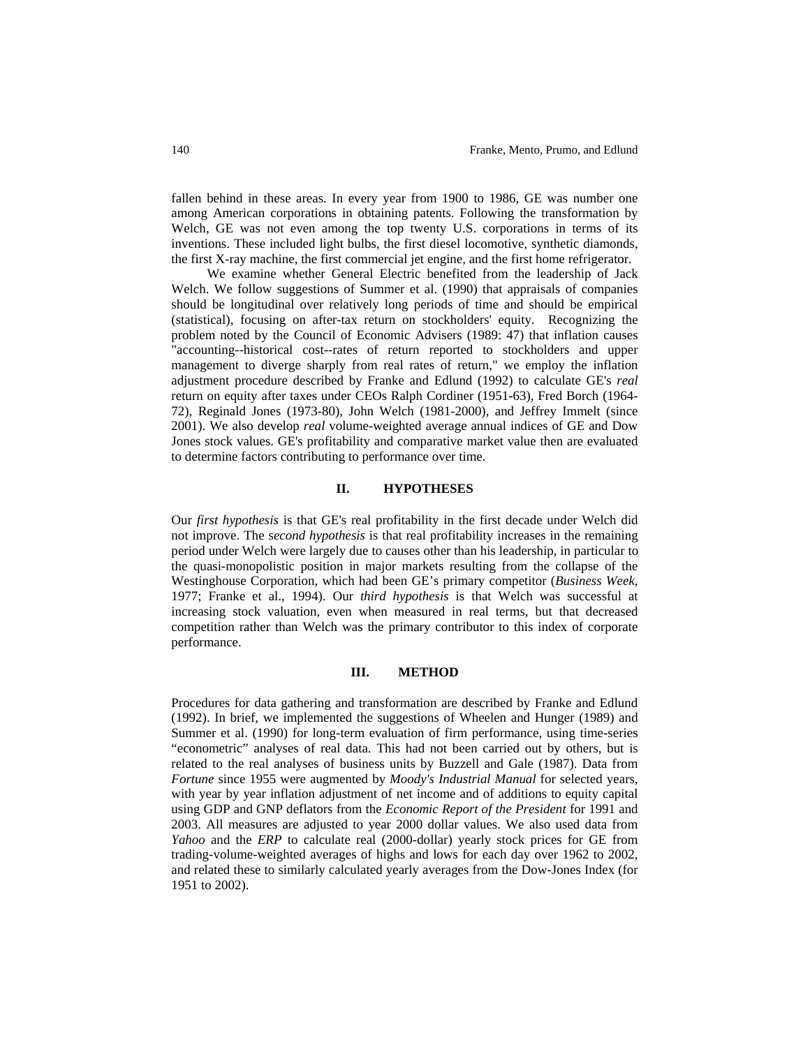fallen behind in these areas. In every year from 1900 to 1986, GE was number one among American corporations in obtaining patents. Following the transformation by Welch, GE was not even among the top twenty U.S. corporations in terms of its inventions. These included light bulbs, the first diesel locomotive, synthetic diamonds, the first X-ray machine, the first commercial jet engine, and the first home refrigerator.

We examine whether General Electric benefited from the leadership of Jack Welch. We follow suggestions of Summer et al. (1990) that appraisals of companies should be longitudinal over relatively long periods of time and should be empirical (statistical), focusing on after-tax return on stockholders' equity. Recognizing the problem noted by the Council of Economic Advisers (1989: 47) that inflation causes "accounting--historical cost--rates of return reported to stockholders and upper management to diverge sharply from real rates of return," we employ the inflation adjustment procedure described by Franke and Edlund (1992) to calculate GE's *real* return on equity after taxes under CEOs Ralph Cordiner (1951-63), Fred Borch (1964-72), Reginald Jones (1973-80), John Welch (1981-2000), and Jeffrey Immelt (since 2001). We also develop *real* volume-weighted average annual indices of GE and Dow Jones stock values. GE's profitability and comparative market value then are evaluated to determine factors contributing to performance over time.

## II. HYPOTHESES

Our *first hypothesis* is that GE's real profitability in the first decade under Welch did not improve. The *second hypothesis* is that real profitability increases in the remaining period under Welch were largely due to causes other than his leadership, in particular to the quasi-monopolistic position in major markets resulting from the collapse of the Westinghouse Corporation, which had been GE's primary competitor (*Business Week*, 1977; Franke et al., 1994). Our *third hypothesis* is that Welch was successful at increasing stock valuation, even when measured in real terms, but that decreased competition rather than Welch was the primary contributor to this index of corporate performance.

## III. METHOD

Procedures for data gathering and transformation are described by Franke and Edlund (1992). In brief, we implemented the suggestions of Wheelen and Hunger (1989) and Summer et al. (1990) for long-term evaluation of firm performance, using time-series "econometric" analyses of real data. This had not been carried out by others, but is related to the real analyses of business units by Buzzell and Gale (1987). Data from *Fortune* since 1955 were augmented by *Moody's Industrial Manual* for selected years, with year by year inflation adjustment of net income and of additions to equity capital using GDP and GNP deflators from the *Economic Report of the President* for 1991 and 2003. All measures are adjusted to year 2000 dollar values. We also used data from *Yahoo* and the *ERP* to calculate real (2000-dollar) yearly stock prices for GE from trading-volume-weighted averages of highs and lows for each day over 1962 to 2002, and related these to similarly calculated yearly averages from the Dow-Jones Index (for 1951 to 2002).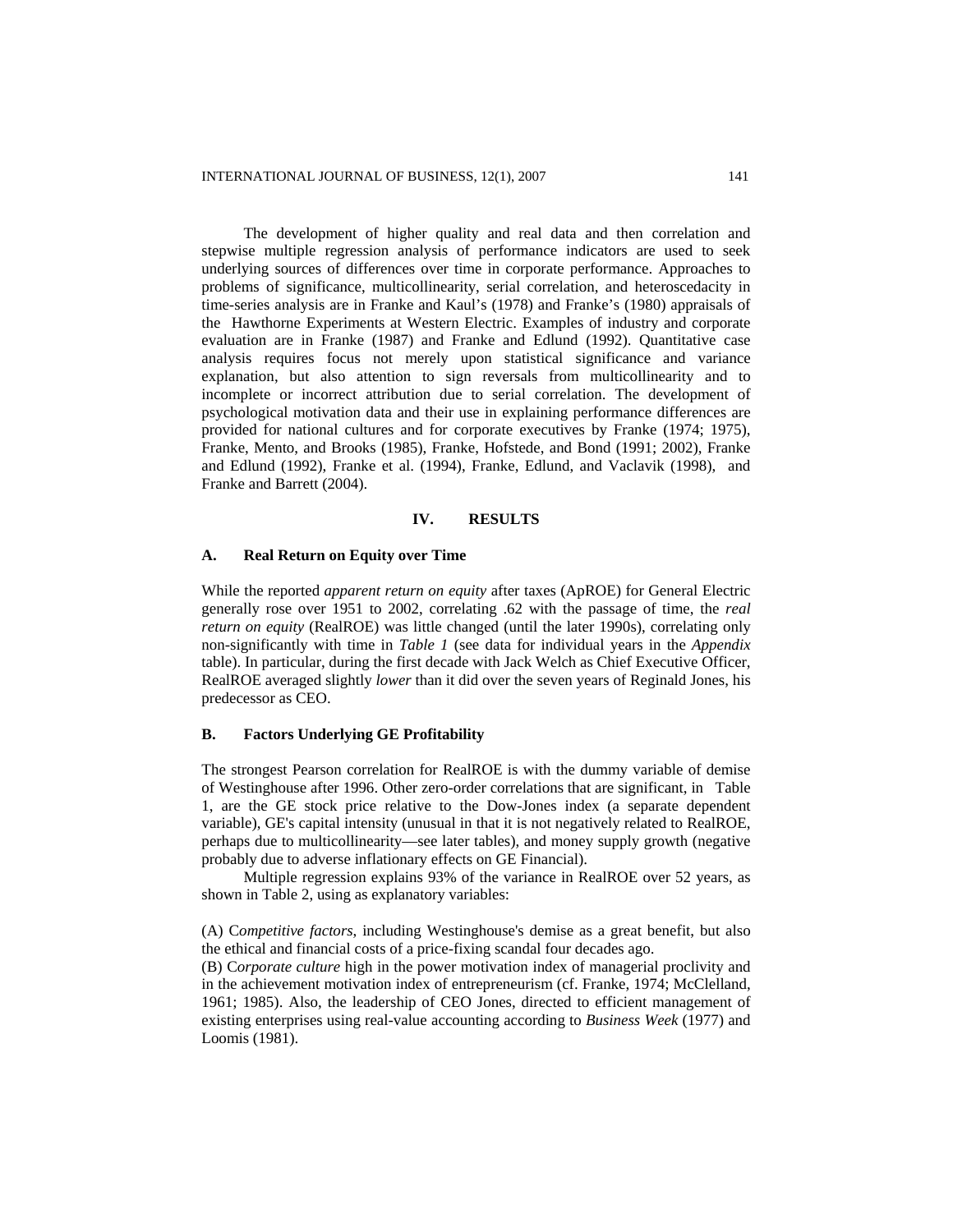The development of higher quality and real data and then correlation and stepwise multiple regression analysis of performance indicators are used to seek underlying sources of differences over time in corporate performance. Approaches to problems of significance, multicollinearity, serial correlation, and heteroscedacity in time-series analysis are in Franke and Kaul's (1978) and Franke's (1980) appraisals of the Hawthorne Experiments at Western Electric. Examples of industry and corporate evaluation are in Franke (1987) and Franke and Edlund (1992). Quantitative case analysis requires focus not merely upon statistical significance and variance explanation, but also attention to sign reversals from multicollinearity and to incomplete or incorrect attribution due to serial correlation. The development of psychological motivation data and their use in explaining performance differences are provided for national cultures and for corporate executives by Franke (1974; 1975), Franke, Mento, and Brooks (1985), Franke, Hofstede, and Bond (1991; 2002), Franke and Edlund (1992), Franke et al. (1994), Franke, Edlund, and Vaclavik (1998), and Franke and Barrett (2004).

## IV. RESULTS

### A. Real Return on Equity over Time

While the reported *apparent return on equity* after taxes (ApROE) for General Electric generally rose over 1951 to 2002, correlating .62 with the passage of time, the *real return on equity* (RealROE) was little changed (until the later 1990s), correlating only non-significantly with time in *Table 1* (see data for individual years in the *Appendix* table). In particular, during the first decade with Jack Welch as Chief Executive Officer, RealROE averaged slightly *lower* than it did over the seven years of Reginald Jones, his predecessor as CEO.

### B. Factors Underlying GE Profitability

The strongest Pearson correlation for RealROE is with the dummy variable of demise of Westinghouse after 1996. Other zero-order correlations that are significant, in Table 1, are the GE stock price relative to the Dow-Jones index (a separate dependent variable), GE's capital intensity (unusual in that it is not negatively related to RealROE, perhaps due to multicollinearity—see later tables), and money supply growth (negative probably due to adverse inflationary effects on GE Financial).

Multiple regression explains 93% of the variance in RealROE over 52 years, as shown in Table 2, using as explanatory variables:

(A) C*ompetitive factors*, including Westinghouse's demise as a great benefit, but also the ethical and financial costs of a price-fixing scandal four decades ago.

(B) C*orporate culture* high in the power motivation index of managerial proclivity and in the achievement motivation index of entrepreneurism (cf. Franke, 1974; McClelland, 1961; 1985). Also, the leadership of CEO Jones, directed to efficient management of existing enterprises using real-value accounting according to *Business Week* (1977) and Loomis (1981).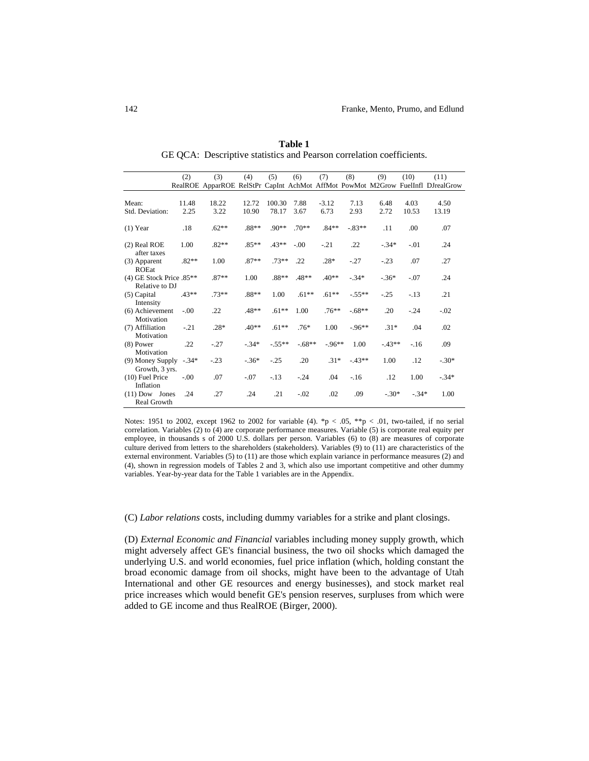**Table 1**
GE QCA: Descriptive statistics and Pearson correlation coefficients.

| | (2) RealROE | (3) ApparROE | (4) RelStPr | (5) CapInt | (6) AchMot | (7) AffMot | (8) PowMot | (9) M2Grow | (10) FuelInfl | (11) DJrealGrow |
|---|---|---|---|---|---|---|---|---|---|---|
| Mean: | 11.48 | 18.22 | 12.72 | 100.30 | 7.88 | -3.12 | 7.13 | 6.48 | 4.03 | 4.50 |
| Std. Deviation: | 2.25 | 3.22 | 10.90 | 78.17 | 3.67 | 6.73 | 2.93 | 2.72 | 10.53 | 13.19 |
| (1) Year | .18 | .62** | .88** | .90** | .70** | .84** | -.83** | .11 | .00 | .07 |
| (2) Real ROE after taxes | 1.00 | .82** | .85** | .43** | -.00 | -.21 | .22 | -.34* | -.01 | .24 |
| (3) Apparent ROEat | .82** | 1.00 | .87** | .73** | .22 | .28* | -.27 | -.23 | .07 | .27 |
| (4) GE Stock Price Relative to DJ | .85** | .87** | 1.00 | .88** | .48** | .40** | -.34* | -.36* | -.07 | .24 |
| (5) Capital Intensity | .43** | .73** | .88** | 1.00 | .61** | .61** | -.55** | -.25 | -.13 | .21 |
| (6) Achievement Motivation | -.00 | .22 | .48** | .61** | 1.00 | .76** | -.68** | .20 | -.24 | -.02 |
| (7) Affiliation Motivation | -.21 | .28* | .40** | .61** | .76* | 1.00 | -.96** | .31* | .04 | .02 |
| (8) Power Motivation | .22 | -.27 | -.34* | -.55** | -.68** | -.96** | 1.00 | -.43** | -.16 | .09 |
| (9) Money Supply Growth, 3 yrs. | -.34* | -.23 | -.36* | -.25 | .20 | .31* | -.43** | 1.00 | .12 | -.30* |
| (10) Fuel Price Inflation | -.00 | .07 | -.07 | -.13 | -.24 | .04 | -.16 | .12 | 1.00 | -.34* |
| (11) Dow Jones Real Growth | .24 | .27 | .24 | .21 | -.02 | .02 | .09 | -.30* | -.34* | 1.00 |

Notes: 1951 to 2002, except 1962 to 2002 for variable (4). *p < .05, **p < .01, two-tailed, if no serial correlation. Variables (2) to (4) are corporate performance measures. Variable (5) is corporate real equity per employee, in thousands s of 2000 U.S. dollars per person. Variables (6) to (8) are measures of corporate culture derived from letters to the shareholders (stakeholders). Variables (9) to (11) are characteristics of the external environment. Variables (5) to (11) are those which explain variance in performance measures (2) and (4), shown in regression models of Tables 2 and 3, which also use important competitive and other dummy variables. Year-by-year data for the Table 1 variables are in the Appendix.

(C) *Labor relations* costs, including dummy variables for a strike and plant closings.

(D) *External Economic and Financial* variables including money supply growth, which might adversely affect GE's financial business, the two oil shocks which damaged the underlying U.S. and world economies, fuel price inflation (which, holding constant the broad economic damage from oil shocks, might have been to the advantage of Utah International and other GE resources and energy businesses), and stock market real price increases which would benefit GE's pension reserves, surpluses from which were added to GE income and thus RealROE (Birger, 2000).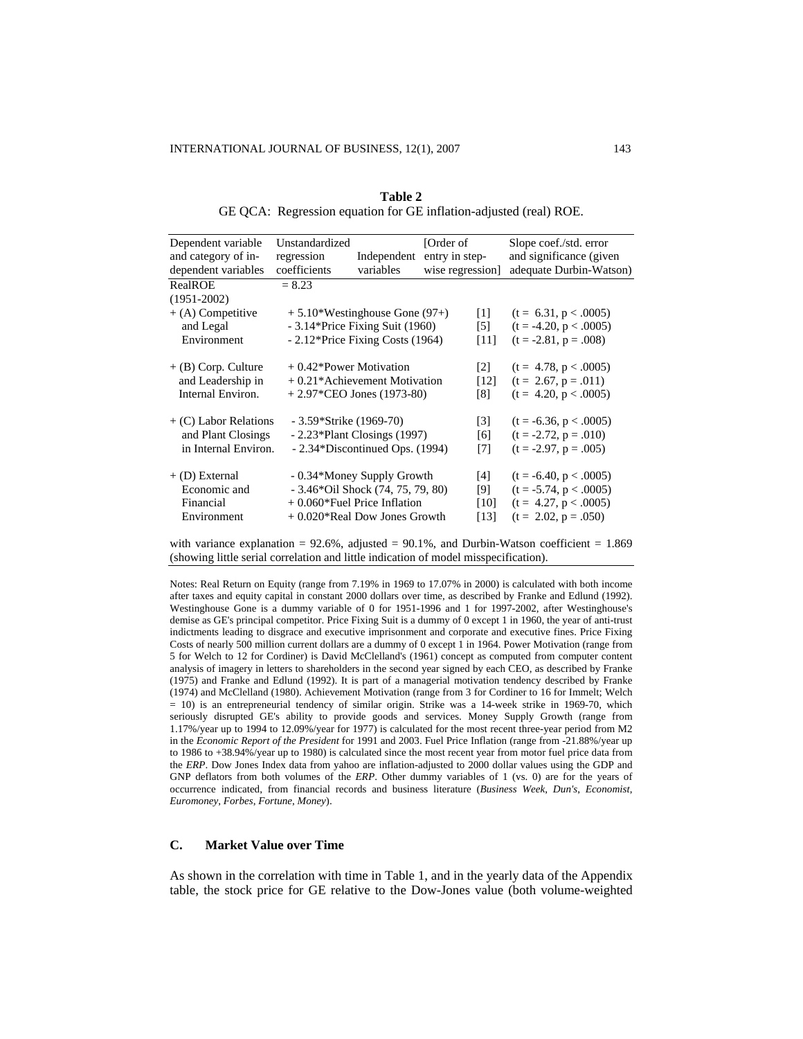**Table 2**

GE QCA: Regression equation for GE inflation-adjusted (real) ROE.

| Dependent variable and category of independent variables | Unstandardized regression coefficients | Independent variables | [Order of entry in stepwise regression] | Slope coef./std. error and significance (given adequate Durbin-Watson) |
|---|---|---|---|---|
| RealROE (1951-2002) | = 8.23 | | | |
| + (A) Competitive and Legal Environment | + 5.10 | *Westinghouse Gone (97+) | [1] | ($t = 6.31, p < .0005$) |
| | - 3.14 | *Price Fixing Suit (1960) | [5] | ($t = -4.20, p < .0005$) |
| | - 2.12 | *Price Fixing Costs (1964) | [11] | ($t = -2.81, p = .008$) |
| + (B) Corp. Culture and Leadership in Internal Environ. | + 0.42 | *Power Motivation | [2] | ($t = 4.78, p < .0005$) |
| | + 0.21 | *Achievement Motivation | [12] | ($t = 2.67, p = .011$) |
| | + 2.97 | *CEO Jones (1973-80) | [8] | ($t = 4.20, p < .0005$) |
| + (C) Labor Relations and Plant Closings in Internal Environ. | - 3.59 | *Strike (1969-70) | [3] | ($t = -6.36, p < .0005$) |
| | - 2.23 | *Plant Closings (1997) | [6] | ($t = -2.72, p = .010$) |
| | - 2.34 | *Discontinued Ops. (1994) | [7] | ($t = -2.97, p = .005$) |
| + (D) External Economic and Financial Environment | - 0.34 | *Money Supply Growth | [4] | ($t = -6.40, p < .0005$) |
| | - 3.46 | *Oil Shock (74, 75, 79, 80) | [9] | ($t = -5.74, p < .0005$) |
| | + 0.060 | *Fuel Price Inflation | [10] | ($t = 4.27, p < .0005$) |
| | + 0.020 | *Real Dow Jones Growth | [13] | ($t = 2.02, p = .050$) |

with variance explanation = 92.6%, adjusted = 90.1%, and Durbin-Watson coefficient = 1.869 (showing little serial correlation and little indication of model misspecification).

Notes: Real Return on Equity (range from 7.19% in 1969 to 17.07% in 2000) is calculated with both income after taxes and equity capital in constant 2000 dollars over time, as described by Franke and Edlund (1992). Westinghouse Gone is a dummy variable of 0 for 1951-1996 and 1 for 1997-2002, after Westinghouse's demise as GE's principal competitor. Price Fixing Suit is a dummy of 0 except 1 in 1960, the year of anti-trust indictments leading to disgrace and executive imprisonment and corporate and executive fines. Price Fixing Costs of nearly 500 million current dollars are a dummy of 0 except 1 in 1964. Power Motivation (range from 5 for Welch to 12 for Cordiner) is David McClelland's (1961) concept as computed from computer content analysis of imagery in letters to shareholders in the second year signed by each CEO, as described by Franke (1975) and Franke and Edlund (1992). It is part of a managerial motivation tendency described by Franke (1974) and McClelland (1980). Achievement Motivation (range from 3 for Cordiner to 16 for Immelt; Welch = 10) is an entrepreneurial tendency of similar origin. Strike was a 14-week strike in 1969-70, which seriously disrupted GE's ability to provide goods and services. Money Supply Growth (range from 1.17%/year up to 1994 to 12.09%/year for 1977) is calculated for the most recent three-year period from M2 in the *Economic Report of the President* for 1991 and 2003. Fuel Price Inflation (range from -21.88%/year up to 1986 to +38.94%/year up to 1980) is calculated since the most recent year from motor fuel price data from the *ERP*. Dow Jones Index data from yahoo are inflation-adjusted to 2000 dollar values using the GDP and GNP deflators from both volumes of the *ERP*. Other dummy variables of 1 (vs. 0) are for the years of occurrence indicated, from financial records and business literature (*Business Week, Dun's, Economist, Euromoney, Forbes, Fortune, Money*).

### C. Market Value over Time

As shown in the correlation with time in Table 1, and in the yearly data of the Appendix table, the stock price for GE relative to the Dow-Jones value (both volume-weighted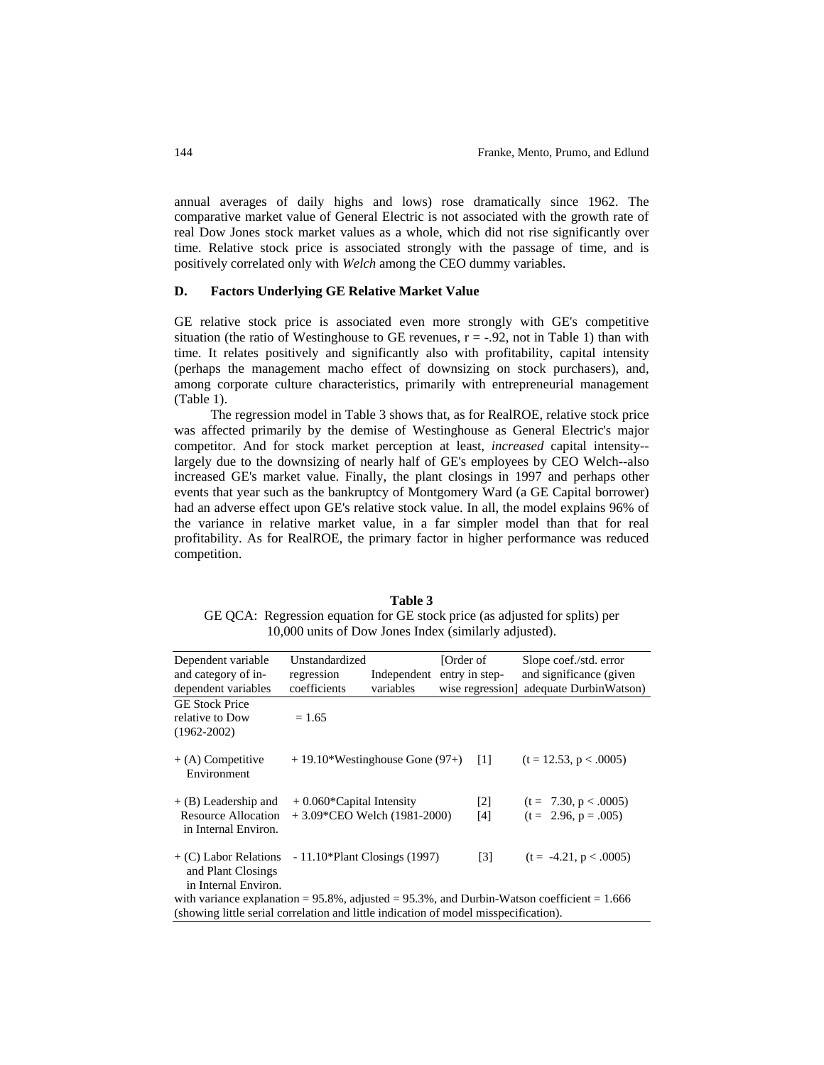annual averages of daily highs and lows) rose dramatically since 1962. The comparative market value of General Electric is not associated with the growth rate of real Dow Jones stock market values as a whole, which did not rise significantly over time. Relative stock price is associated strongly with the passage of time, and is positively correlated only with *Welch* among the CEO dummy variables.

### D. Factors Underlying GE Relative Market Value

GE relative stock price is associated even more strongly with GE's competitive situation (the ratio of Westinghouse to GE revenues, $r = -.92$, not in Table 1) than with time. It relates positively and significantly also with profitability, capital intensity (perhaps the management macho effect of downsizing on stock purchasers), and, among corporate culture characteristics, primarily with entrepreneurial management (Table 1).

The regression model in Table 3 shows that, as for RealROE, relative stock price was affected primarily by the demise of Westinghouse as General Electric's major competitor. And for stock market perception at least, *increased* capital intensity--largely due to the downsizing of nearly half of GE's employees by CEO Welch--also increased GE's market value. Finally, the plant closings in 1997 and perhaps other events that year such as the bankruptcy of Montgomery Ward (a GE Capital borrower) had an adverse effect upon GE's relative stock value. In all, the model explains 96% of the variance in relative market value, in a far simpler model than that for real profitability. As for RealROE, the primary factor in higher performance was reduced competition.

**Table 3**

GE QCA: Regression equation for GE stock price (as adjusted for splits) per 10,000 units of Dow Jones Index (similarly adjusted).

| Dependent variable and category of independent variables | Unstandardized regression coefficients | Independent variables | [Order of entry in stepwise regression] | Slope coef./std. error and significance (given adequate DurbinWatson) |
|---|---|---|---|---|
| GE Stock Price relative to Dow (1962-2002) | = 1.65 | | | |
| + (A) Competitive Environment | + 19.10 | *Westinghouse Gone (97+) | [1] | ($t = 12.53$, $p < .0005$) |
| + (B) Leadership and Resource Allocation in Internal Environ. | + 0.060 | *Capital Intensity | [2] | ($t = 7.30$, $p < .0005$) |
| | + 3.09 | *CEO Welch (1981-2000) | [4] | ($t = 2.96$, $p = .005$) |
| + (C) Labor Relations and Plant Closings in Internal Environ. | - 11.10 | *Plant Closings (1997) | [3] | ($t = -4.21$, $p < .0005$) |

with variance explanation = 95.8%, adjusted = 95.3%, and Durbin-Watson coefficient = 1.666 (showing little serial correlation and little indication of model misspecification).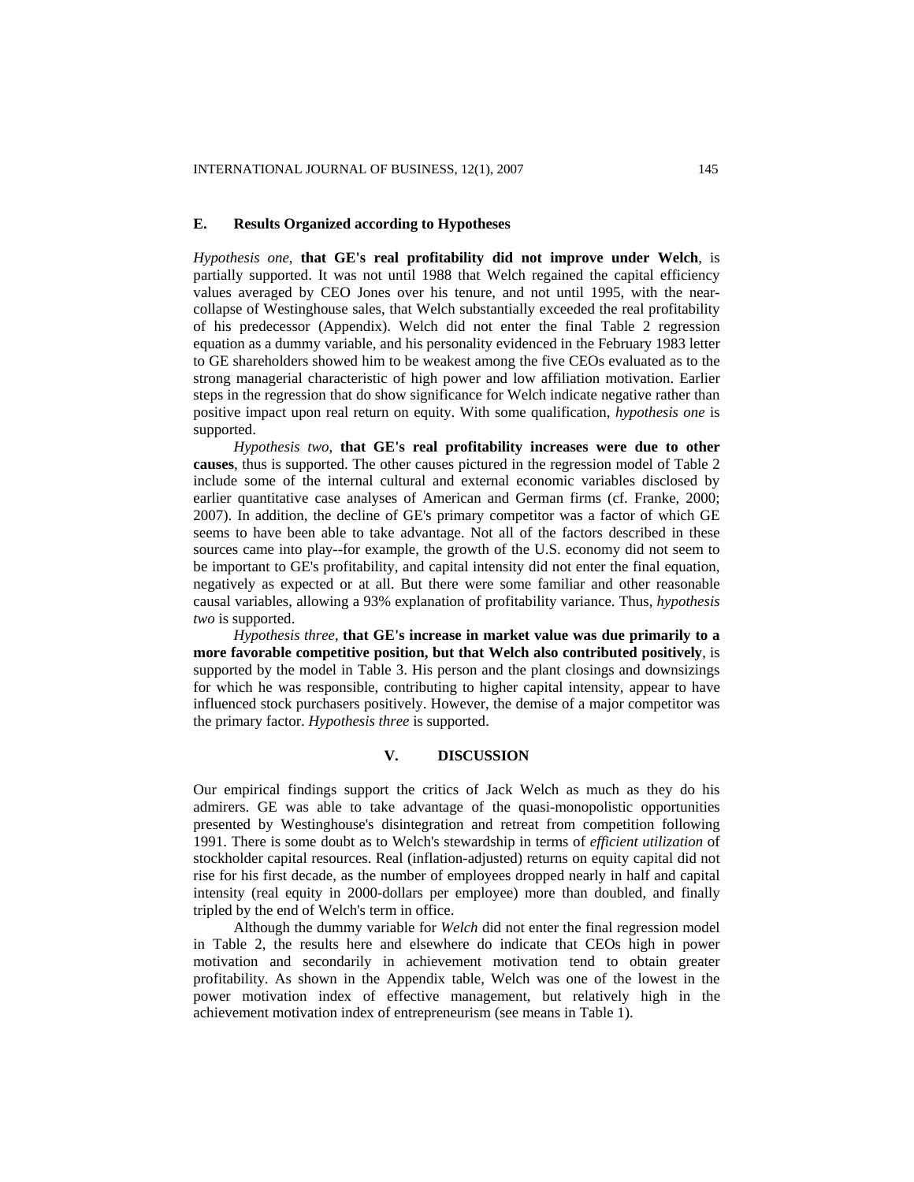### E. Results Organized according to Hypotheses

*Hypothesis one*, **that GE's real profitability did not improve under Welch**, is partially supported. It was not until 1988 that Welch regained the capital efficiency values averaged by CEO Jones over his tenure, and not until 1995, with the near-collapse of Westinghouse sales, that Welch substantially exceeded the real profitability of his predecessor (Appendix). Welch did not enter the final Table 2 regression equation as a dummy variable, and his personality evidenced in the February 1983 letter to GE shareholders showed him to be weakest among the five CEOs evaluated as to the strong managerial characteristic of high power and low affiliation motivation. Earlier steps in the regression that do show significance for Welch indicate negative rather than positive impact upon real return on equity. With some qualification, *hypothesis one* is supported.

*Hypothesis two*, **that GE's real profitability increases were due to other causes**, thus is supported. The other causes pictured in the regression model of Table 2 include some of the internal cultural and external economic variables disclosed by earlier quantitative case analyses of American and German firms (cf. Franke, 2000; 2007). In addition, the decline of GE's primary competitor was a factor of which GE seems to have been able to take advantage. Not all of the factors described in these sources came into play--for example, the growth of the U.S. economy did not seem to be important to GE's profitability, and capital intensity did not enter the final equation, negatively as expected or at all. But there were some familiar and other reasonable causal variables, allowing a 93% explanation of profitability variance. Thus, *hypothesis two* is supported.

*Hypothesis three*, **that GE's increase in market value was due primarily to a more favorable competitive position, but that Welch also contributed positively**, is supported by the model in Table 3. His person and the plant closings and downsizings for which he was responsible, contributing to higher capital intensity, appear to have influenced stock purchasers positively. However, the demise of a major competitor was the primary factor. *Hypothesis three* is supported.

## V. DISCUSSION

Our empirical findings support the critics of Jack Welch as much as they do his admirers. GE was able to take advantage of the quasi-monopolistic opportunities presented by Westinghouse's disintegration and retreat from competition following 1991. There is some doubt as to Welch's stewardship in terms of *efficient utilization* of stockholder capital resources. Real (inflation-adjusted) returns on equity capital did not rise for his first decade, as the number of employees dropped nearly in half and capital intensity (real equity in 2000-dollars per employee) more than doubled, and finally tripled by the end of Welch's term in office.

Although the dummy variable for *Welch* did not enter the final regression model in Table 2, the results here and elsewhere do indicate that CEOs high in power motivation and secondarily in achievement motivation tend to obtain greater profitability. As shown in the Appendix table, Welch was one of the lowest in the power motivation index of effective management, but relatively high in the achievement motivation index of entrepreneurism (see means in Table 1).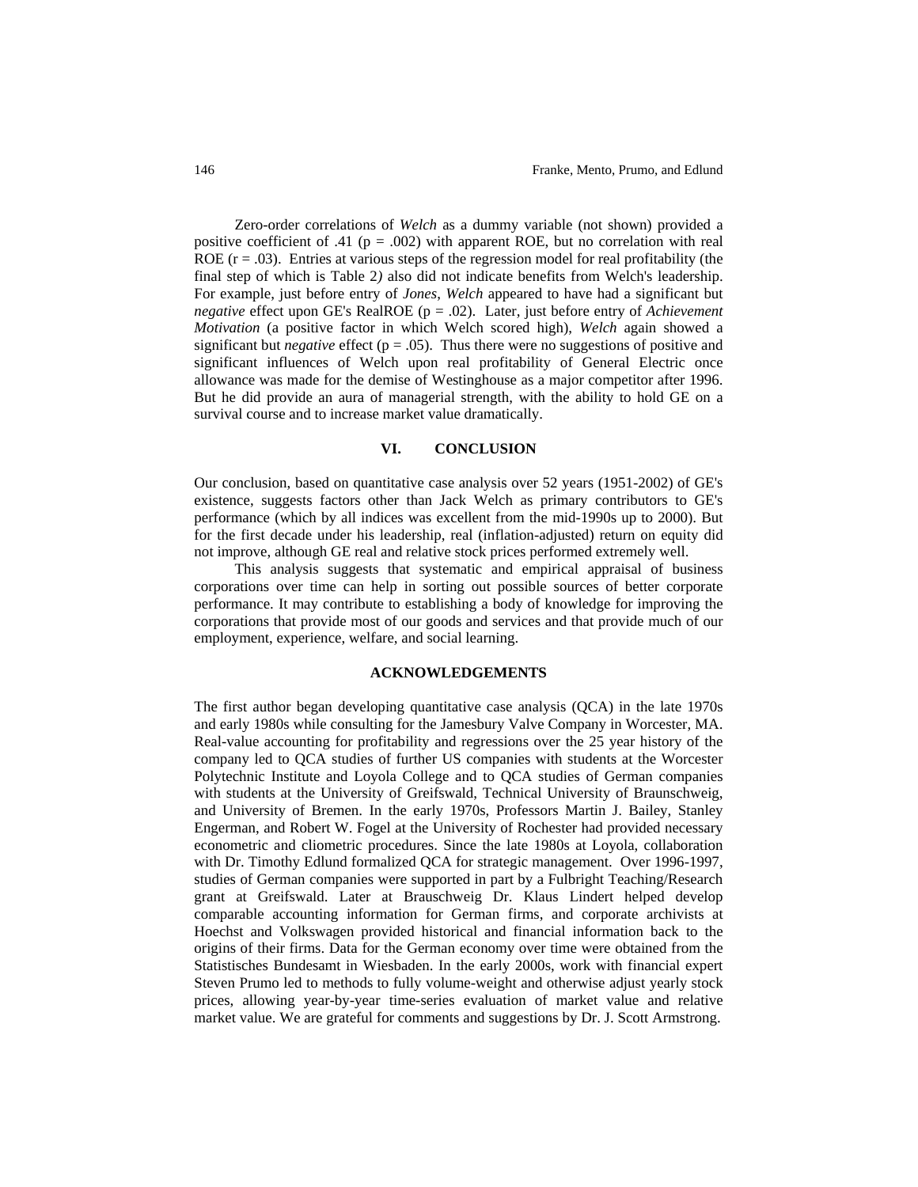Zero-order correlations of *Welch* as a dummy variable (not shown) provided a positive coefficient of .41 ($p = .002$) with apparent ROE, but no correlation with real ROE ($r = .03$). Entries at various steps of the regression model for real profitability (the final step of which is Table 2*)* also did not indicate benefits from Welch's leadership. For example, just before entry of *Jones*, *Welch* appeared to have had a significant but *negative* effect upon GE's RealROE ($p = .02$). Later, just before entry of *Achievement Motivation* (a positive factor in which Welch scored high), *Welch* again showed a significant but *negative* effect ($p = .05$). Thus there were no suggestions of positive and significant influences of Welch upon real profitability of General Electric once allowance was made for the demise of Westinghouse as a major competitor after 1996. But he did provide an aura of managerial strength, with the ability to hold GE on a survival course and to increase market value dramatically.

## VI. CONCLUSION

Our conclusion, based on quantitative case analysis over 52 years (1951-2002) of GE's existence, suggests factors other than Jack Welch as primary contributors to GE's performance (which by all indices was excellent from the mid-1990s up to 2000). But for the first decade under his leadership, real (inflation-adjusted) return on equity did not improve, although GE real and relative stock prices performed extremely well.

This analysis suggests that systematic and empirical appraisal of business corporations over time can help in sorting out possible sources of better corporate performance. It may contribute to establishing a body of knowledge for improving the corporations that provide most of our goods and services and that provide much of our employment, experience, welfare, and social learning.

## ACKNOWLEDGEMENTS

The first author began developing quantitative case analysis (QCA) in the late 1970s and early 1980s while consulting for the Jamesbury Valve Company in Worcester, MA. Real-value accounting for profitability and regressions over the 25 year history of the company led to QCA studies of further US companies with students at the Worcester Polytechnic Institute and Loyola College and to QCA studies of German companies with students at the University of Greifswald, Technical University of Braunschweig, and University of Bremen. In the early 1970s, Professors Martin J. Bailey, Stanley Engerman, and Robert W. Fogel at the University of Rochester had provided necessary econometric and cliometric procedures. Since the late 1980s at Loyola, collaboration with Dr. Timothy Edlund formalized QCA for strategic management. Over 1996-1997, studies of German companies were supported in part by a Fulbright Teaching/Research grant at Greifswald. Later at Brauschweig Dr. Klaus Lindert helped develop comparable accounting information for German firms, and corporate archivists at Hoechst and Volkswagen provided historical and financial information back to the origins of their firms. Data for the German economy over time were obtained from the Statistisches Bundesamt in Wiesbaden. In the early 2000s, work with financial expert Steven Prumo led to methods to fully volume-weight and otherwise adjust yearly stock prices, allowing year-by-year time-series evaluation of market value and relative market value. We are grateful for comments and suggestions by Dr. J. Scott Armstrong.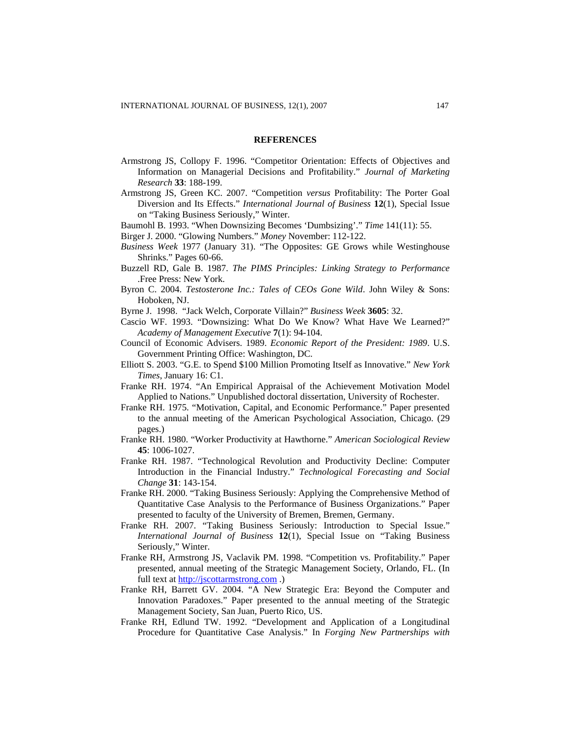## REFERENCES

Armstrong JS, Collopy F. 1996. "Competitor Orientation: Effects of Objectives and Information on Managerial Decisions and Profitability." *Journal of Marketing Research* **33**: 188-199.

Armstrong JS, Green KC. 2007. "Competition *versus* Profitability: The Porter Goal Diversion and Its Effects." *International Journal of Business* **12**(1), Special Issue on "Taking Business Seriously," Winter.

Baumohl B. 1993. "When Downsizing Becomes 'Dumbsizing'." *Time* 141(11): 55.

Birger J. 2000. "Glowing Numbers." *Money* November: 112-122.

*Business Week* 1977 (January 31). "The Opposites: GE Grows while Westinghouse Shrinks." Pages 60-66.

Buzzell RD, Gale B. 1987. *The PIMS Principles: Linking Strategy to Performance* .Free Press: New York.

Byron C. 2004. *Testosterone Inc.: Tales of CEOs Gone Wild*. John Wiley & Sons: Hoboken, NJ.

Byrne J. 1998. "Jack Welch, Corporate Villain?" *Business Week* **3605**: 32.

Cascio WF. 1993. "Downsizing: What Do We Know? What Have We Learned?" *Academy of Management Executive* **7**(1): 94-104.

Council of Economic Advisers. 1989. *Economic Report of the President: 1989*. U.S. Government Printing Office: Washington, DC.

Elliott S. 2003. "G.E. to Spend $100 Million Promoting Itself as Innovative." *New York Times*, January 16: C1.

Franke RH. 1974. "An Empirical Appraisal of the Achievement Motivation Model Applied to Nations." Unpublished doctoral dissertation, University of Rochester.

Franke RH. 1975. "Motivation, Capital, and Economic Performance." Paper presented to the annual meeting of the American Psychological Association, Chicago. (29 pages.)

Franke RH. 1980. "Worker Productivity at Hawthorne." *American Sociological Review* **45**: 1006-1027.

Franke RH. 1987. "Technological Revolution and Productivity Decline: Computer Introduction in the Financial Industry." *Technological Forecasting and Social Change* **31**: 143-154.

Franke RH. 2000. "Taking Business Seriously: Applying the Comprehensive Method of Quantitative Case Analysis to the Performance of Business Organizations." Paper presented to faculty of the University of Bremen, Bremen, Germany.

Franke RH. 2007. "Taking Business Seriously: Introduction to Special Issue." *International Journal of Business* **12**(1), Special Issue on "Taking Business Seriously," Winter.

Franke RH, Armstrong JS, Vaclavik PM. 1998. "Competition vs. Profitability." Paper presented, annual meeting of the Strategic Management Society, Orlando, FL. (In full text at http://jscottarmstrong.com .)

Franke RH, Barrett GV. 2004. "A New Strategic Era: Beyond the Computer and Innovation Paradoxes." Paper presented to the annual meeting of the Strategic Management Society, San Juan, Puerto Rico, US.

Franke RH, Edlund TW. 1992. "Development and Application of a Longitudinal Procedure for Quantitative Case Analysis." In *Forging New Partnerships with*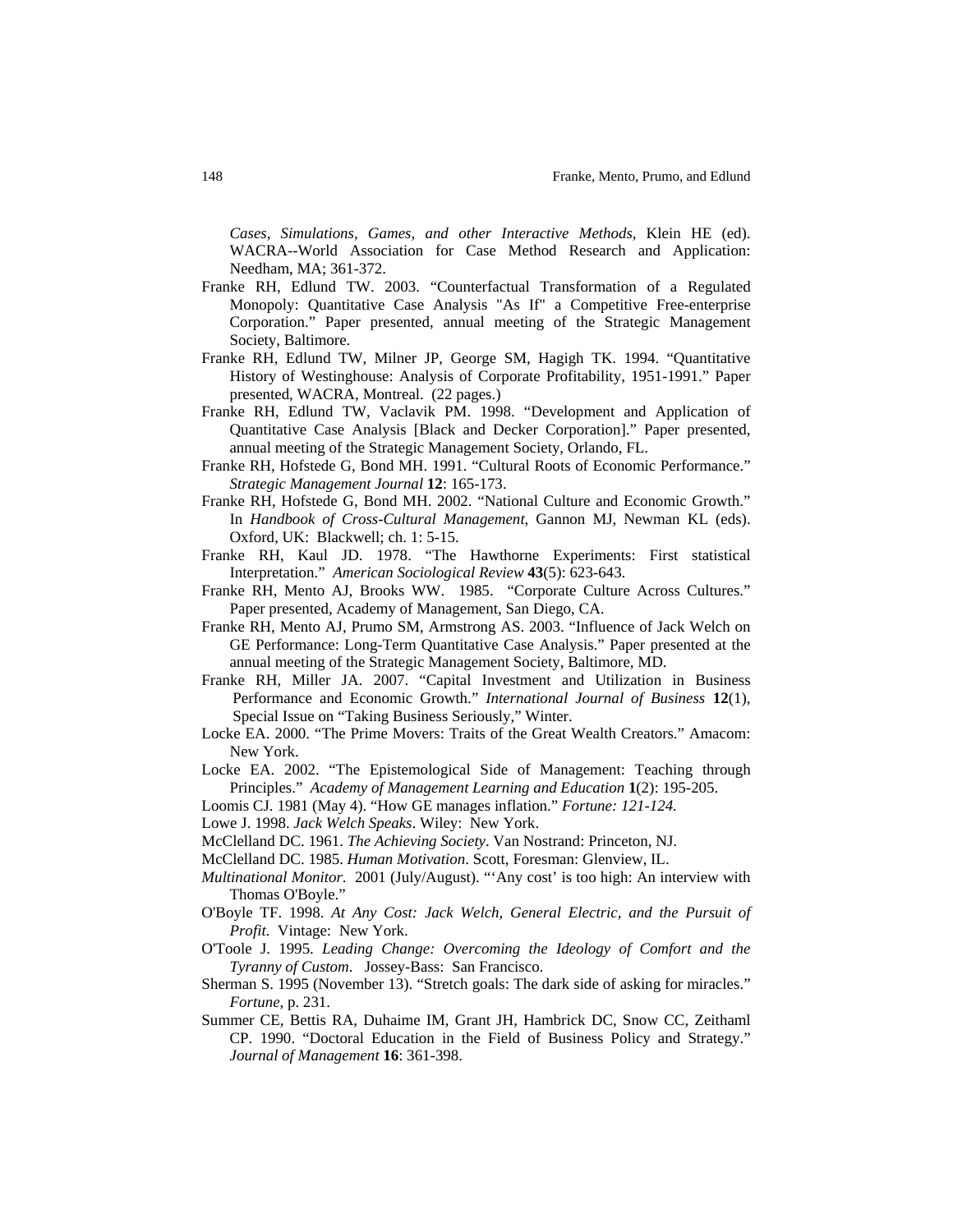*Cases, Simulations, Games, and other Interactive Methods*, Klein HE (ed). WACRA--World Association for Case Method Research and Application: Needham, MA; 361-372.

Franke RH, Edlund TW. 2003. "Counterfactual Transformation of a Regulated Monopoly: Quantitative Case Analysis "As If" a Competitive Free-enterprise Corporation." Paper presented, annual meeting of the Strategic Management Society, Baltimore.

Franke RH, Edlund TW, Milner JP, George SM, Hagigh TK. 1994. "Quantitative History of Westinghouse: Analysis of Corporate Profitability, 1951-1991." Paper presented, WACRA, Montreal. (22 pages.)

Franke RH, Edlund TW, Vaclavik PM. 1998. "Development and Application of Quantitative Case Analysis [Black and Decker Corporation]." Paper presented, annual meeting of the Strategic Management Society, Orlando, FL.

Franke RH, Hofstede G, Bond MH. 1991. "Cultural Roots of Economic Performance." *Strategic Management Journal* **12**: 165-173.

Franke RH, Hofstede G, Bond MH. 2002. "National Culture and Economic Growth." In *Handbook of Cross-Cultural Management*, Gannon MJ, Newman KL (eds). Oxford, UK: Blackwell; ch. 1: 5-15.

Franke RH, Kaul JD. 1978. "The Hawthorne Experiments: First statistical Interpretation." *American Sociological Review* **43**(5): 623-643.

Franke RH, Mento AJ, Brooks WW. 1985. "Corporate Culture Across Cultures." Paper presented, Academy of Management, San Diego, CA.

Franke RH, Mento AJ, Prumo SM, Armstrong AS. 2003. "Influence of Jack Welch on GE Performance: Long-Term Quantitative Case Analysis." Paper presented at the annual meeting of the Strategic Management Society, Baltimore, MD.

Franke RH, Miller JA. 2007. "Capital Investment and Utilization in Business Performance and Economic Growth." *International Journal of Business* **12**(1), Special Issue on "Taking Business Seriously," Winter.

Locke EA. 2000. "The Prime Movers: Traits of the Great Wealth Creators." Amacom: New York.

Locke EA. 2002. "The Epistemological Side of Management: Teaching through Principles." *Academy of Management Learning and Education* **1**(2): 195-205.

Loomis CJ. 1981 (May 4). "How GE manages inflation." *Fortune: 121-124.*

Lowe J. 1998. *Jack Welch Speaks*. Wiley: New York.

McClelland DC. 1961. *The Achieving Society*. Van Nostrand: Princeton, NJ.

McClelland DC. 1985. *Human Motivation*. Scott, Foresman: Glenview, IL.

*Multinational Monitor*. 2001 (July/August). "'Any cost' is too high: An interview with Thomas O'Boyle."

O'Boyle TF. 1998. *At Any Cost: Jack Welch, General Electric, and the Pursuit of Profit*. Vintage: New York.

O'Toole J. 1995. *Leading Change: Overcoming the Ideology of Comfort and the Tyranny of Custom*. Jossey-Bass: San Francisco.

Sherman S. 1995 (November 13). "Stretch goals: The dark side of asking for miracles." *Fortune*, p. 231.

Summer CE, Bettis RA, Duhaime IM, Grant JH, Hambrick DC, Snow CC, Zeithaml CP. 1990. "Doctoral Education in the Field of Business Policy and Strategy." *Journal of Management* **16**: 361-398.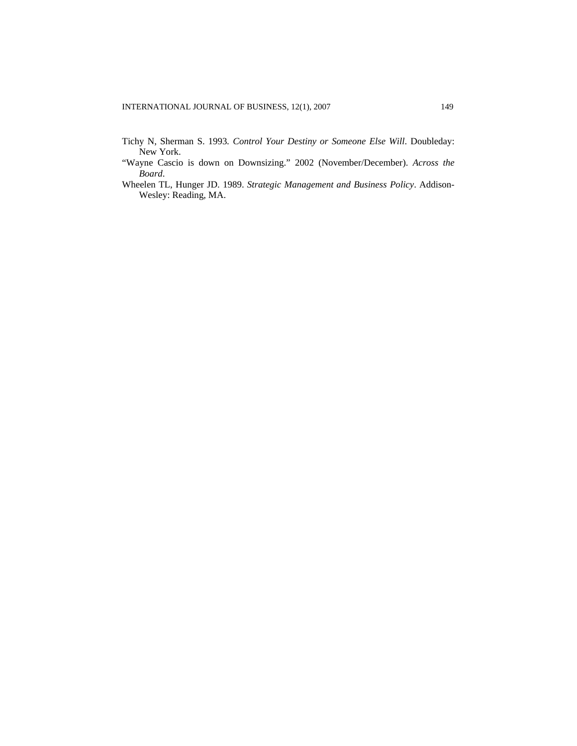Tichy N, Sherman S. 1993. *Control Your Destiny or Someone Else Will*. Doubleday: New York.

"Wayne Cascio is down on Downsizing." 2002 (November/December). *Across the Board*.

Wheelen TL, Hunger JD. 1989. *Strategic Management and Business Policy*. Addison-Wesley: Reading, MA.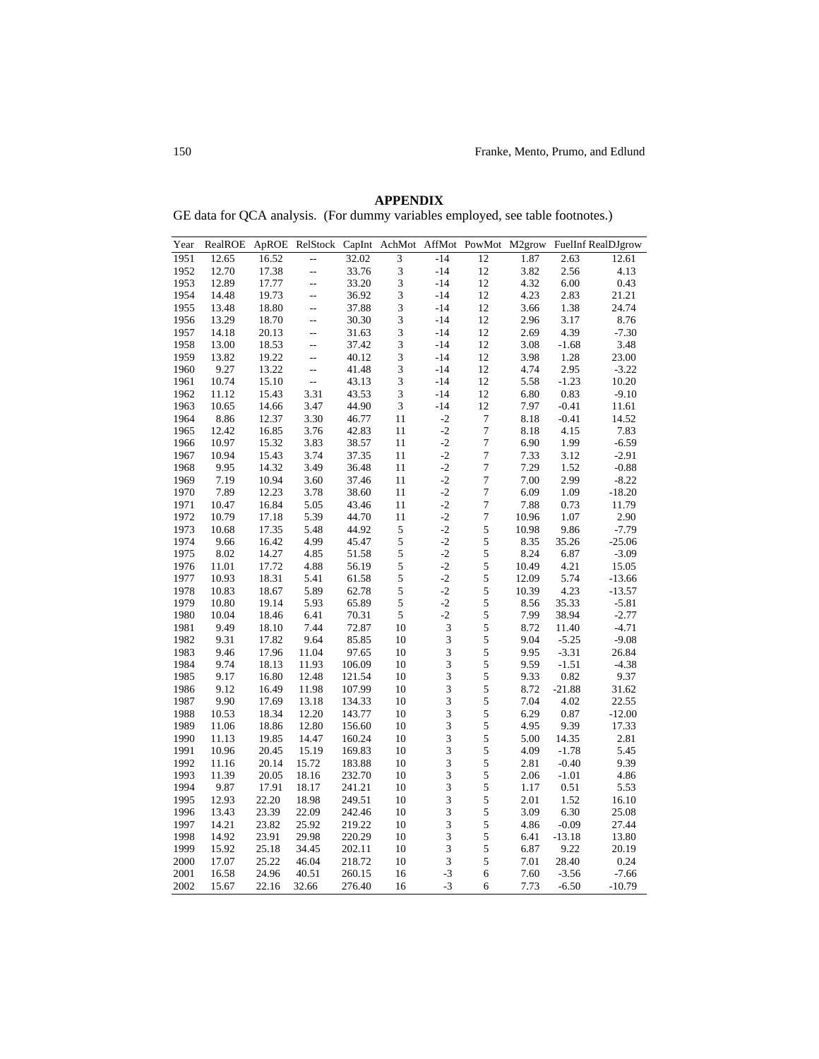## APPENDIX

GE data for QCA analysis. (For dummy variables employed, see table footnotes.)

| Year | RealROE | ApROE | RelStock | CapInt | AchMot | AffMot | PowMot | M2grow | FuelInf | RealDJgrow |
|---|---|---|---|---|---|---|---|---|---|---|
| 1951 | 12.65 | 16.52 | -- | 32.02 | 3 | -14 | 12 | 1.87 | 2.63 | 12.61 |
| 1952 | 12.70 | 17.38 | -- | 33.76 | 3 | -14 | 12 | 3.82 | 2.56 | 4.13 |
| 1953 | 12.89 | 17.77 | -- | 33.20 | 3 | -14 | 12 | 4.32 | 6.00 | 0.43 |
| 1954 | 14.48 | 19.73 | -- | 36.92 | 3 | -14 | 12 | 4.23 | 2.83 | 21.21 |
| 1955 | 13.48 | 18.80 | -- | 37.88 | 3 | -14 | 12 | 3.66 | 1.38 | 24.74 |
| 1956 | 13.29 | 18.70 | -- | 30.30 | 3 | -14 | 12 | 2.96 | 3.17 | 8.76 |
| 1957 | 14.18 | 20.13 | -- | 31.63 | 3 | -14 | 12 | 2.69 | 4.39 | -7.30 |
| 1958 | 13.00 | 18.53 | -- | 37.42 | 3 | -14 | 12 | 3.08 | -1.68 | 3.48 |
| 1959 | 13.82 | 19.22 | -- | 40.12 | 3 | -14 | 12 | 3.98 | 1.28 | 23.00 |
| 1960 | 9.27 | 13.22 | -- | 41.48 | 3 | -14 | 12 | 4.74 | 2.95 | -3.22 |
| 1961 | 10.74 | 15.10 | -- | 43.13 | 3 | -14 | 12 | 5.58 | -1.23 | 10.20 |
| 1962 | 11.12 | 15.43 | 3.31 | 43.53 | 3 | -14 | 12 | 6.80 | 0.83 | -9.10 |
| 1963 | 10.65 | 14.66 | 3.47 | 44.90 | 3 | -14 | 12 | 7.97 | -0.41 | 11.61 |
| 1964 | 8.86 | 12.37 | 3.30 | 46.77 | 11 | -2 | 7 | 8.18 | -0.41 | 14.52 |
| 1965 | 12.42 | 16.85 | 3.76 | 42.83 | 11 | -2 | 7 | 8.18 | 4.15 | 7.83 |
| 1966 | 10.97 | 15.32 | 3.83 | 38.57 | 11 | -2 | 7 | 6.90 | 1.99 | -6.59 |
| 1967 | 10.94 | 15.43 | 3.74 | 37.35 | 11 | -2 | 7 | 7.33 | 3.12 | -2.91 |
| 1968 | 9.95 | 14.32 | 3.49 | 36.48 | 11 | -2 | 7 | 7.29 | 1.52 | -0.88 |
| 1969 | 7.19 | 10.94 | 3.60 | 37.46 | 11 | -2 | 7 | 7.00 | 2.99 | -8.22 |
| 1970 | 7.89 | 12.23 | 3.78 | 38.60 | 11 | -2 | 7 | 6.09 | 1.09 | -18.20 |
| 1971 | 10.47 | 16.84 | 5.05 | 43.46 | 11 | -2 | 7 | 7.88 | 0.73 | 11.79 |
| 1972 | 10.79 | 17.18 | 5.39 | 44.70 | 11 | -2 | 7 | 10.96 | 1.07 | 2.90 |
| 1973 | 10.68 | 17.35 | 5.48 | 44.92 | 5 | -2 | 5 | 10.98 | 9.86 | -7.79 |
| 1974 | 9.66 | 16.42 | 4.99 | 45.47 | 5 | -2 | 5 | 8.35 | 35.26 | -25.06 |
| 1975 | 8.02 | 14.27 | 4.85 | 51.58 | 5 | -2 | 5 | 8.24 | 6.87 | -3.09 |
| 1976 | 11.01 | 17.72 | 4.88 | 56.19 | 5 | -2 | 5 | 10.49 | 4.21 | 15.05 |
| 1977 | 10.93 | 18.31 | 5.41 | 61.58 | 5 | -2 | 5 | 12.09 | 5.74 | -13.66 |
| 1978 | 10.83 | 18.67 | 5.89 | 62.78 | 5 | -2 | 5 | 10.39 | 4.23 | -13.57 |
| 1979 | 10.80 | 19.14 | 5.93 | 65.89 | 5 | -2 | 5 | 8.56 | 35.33 | -5.81 |
| 1980 | 10.04 | 18.46 | 6.41 | 70.31 | 5 | -2 | 5 | 7.99 | 38.94 | -2.77 |
| 1981 | 9.49 | 18.10 | 7.44 | 72.87 | 10 | 3 | 5 | 8.72 | 11.40 | -4.71 |
| 1982 | 9.31 | 17.82 | 9.64 | 85.85 | 10 | 3 | 5 | 9.04 | -5.25 | -9.08 |
| 1983 | 9.46 | 17.96 | 11.04 | 97.65 | 10 | 3 | 5 | 9.95 | -3.31 | 26.84 |
| 1984 | 9.74 | 18.13 | 11.93 | 106.09 | 10 | 3 | 5 | 9.59 | -1.51 | -4.38 |
| 1985 | 9.17 | 16.80 | 12.48 | 121.54 | 10 | 3 | 5 | 9.33 | 0.82 | 9.37 |
| 1986 | 9.12 | 16.49 | 11.98 | 107.99 | 10 | 3 | 5 | 8.72 | -21.88 | 31.62 |
| 1987 | 9.90 | 17.69 | 13.18 | 134.33 | 10 | 3 | 5 | 7.04 | 4.02 | 22.55 |
| 1988 | 10.53 | 18.34 | 12.20 | 143.77 | 10 | 3 | 5 | 6.29 | 0.87 | -12.00 |
| 1989 | 11.06 | 18.86 | 12.80 | 156.60 | 10 | 3 | 5 | 4.95 | 9.39 | 17.33 |
| 1990 | 11.13 | 19.85 | 14.47 | 160.24 | 10 | 3 | 5 | 5.00 | 14.35 | 2.81 |
| 1991 | 10.96 | 20.45 | 15.19 | 169.83 | 10 | 3 | 5 | 4.09 | -1.78 | 5.45 |
| 1992 | 11.16 | 20.14 | 15.72 | 183.88 | 10 | 3 | 5 | 2.81 | -0.40 | 9.39 |
| 1993 | 11.39 | 20.05 | 18.16 | 232.70 | 10 | 3 | 5 | 2.06 | -1.01 | 4.86 |
| 1994 | 9.87 | 17.91 | 18.17 | 241.21 | 10 | 3 | 5 | 1.17 | 0.51 | 5.53 |
| 1995 | 12.93 | 22.20 | 18.98 | 249.51 | 10 | 3 | 5 | 2.01 | 1.52 | 16.10 |
| 1996 | 13.43 | 23.39 | 22.09 | 242.46 | 10 | 3 | 5 | 3.09 | 6.30 | 25.08 |
| 1997 | 14.21 | 23.82 | 25.92 | 219.22 | 10 | 3 | 5 | 4.86 | -0.09 | 27.44 |
| 1998 | 14.92 | 23.91 | 29.98 | 220.29 | 10 | 3 | 5 | 6.41 | -13.18 | 13.80 |
| 1999 | 15.92 | 25.18 | 34.45 | 202.11 | 10 | 3 | 5 | 6.87 | 9.22 | 20.19 |
| 2000 | 17.07 | 25.22 | 46.04 | 218.72 | 10 | 3 | 5 | 7.01 | 28.40 | 0.24 |
| 2001 | 16.58 | 24.96 | 40.51 | 260.15 | 16 | -3 | 6 | 7.60 | -3.56 | -7.66 |
| 2002 | 15.67 | 22.16 | 32.66 | 276.40 | 16 | -3 | 6 | 7.73 | -6.50 | -10.79 |